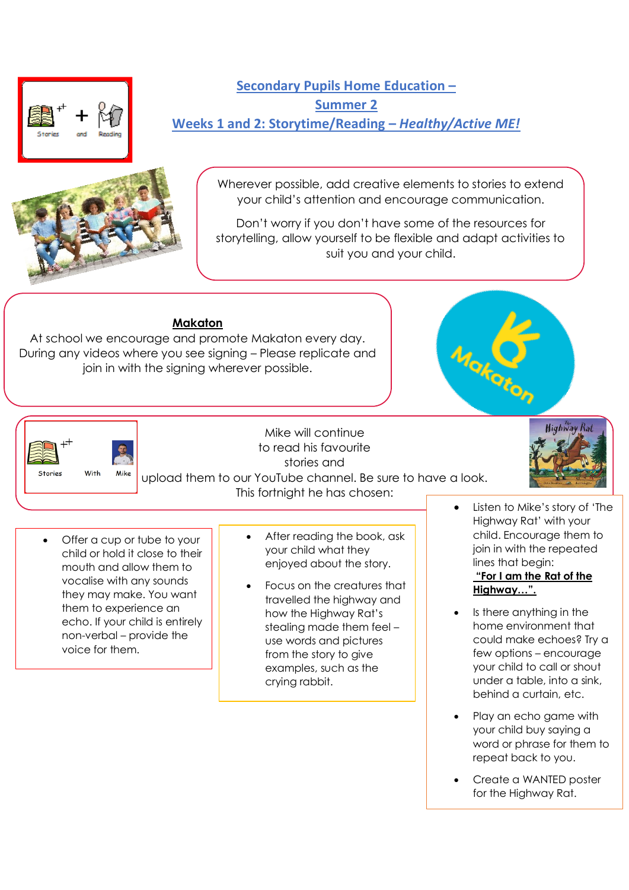# Secondary Pupils Home Education – Summer 2

## Weeks 1 and 2: Storytime/Reading – *Healthy/Active ME!*

Wherever possible, add creative elements to stories to extend your child's attention and encourage communication.

Don't worry if you don't have some of the resources for storytelling, allow yourself to be flexible and adapt activities to suit you and your child.

**Makaton**

At school we encourage and promote Makaton every day. During any videos where you see signing – Please replicate and join in with the signing wherever possible.

Mike will continue to read his favourite stories and upload them to our YouTube channel. Be sure to have a look. This fortnight he has chosen:

- Listen to Mike's story of 'The Highway Rat' with your child. Encourage them to join in with the repeated lines that begin: **"For I am the Rat of the Highway…".**
- Is there anything in the home environment that could make echoes? Try a few options – encourage your child to call or shout under a table, into a sink, behind a curtain, etc.
- Play an echo game with your child buy saying a word or phrase for them to repeat back to you.
- Create a WANTED poster for the Highway Rat.

- Offer a cup or tube to your child or hold it close to their mouth and allow them to vocalise with any sounds they may make. You want them to experience an echo. If your child is entirely non-verbal – provide the voice for them.

- After reading the book, ask your child what they enjoyed about the story.
- Focus on the creatures that travelled the highway and how the Highway Rat's stealing made them feel – use words and pictures from the story to give examples, such as the crying rabbit.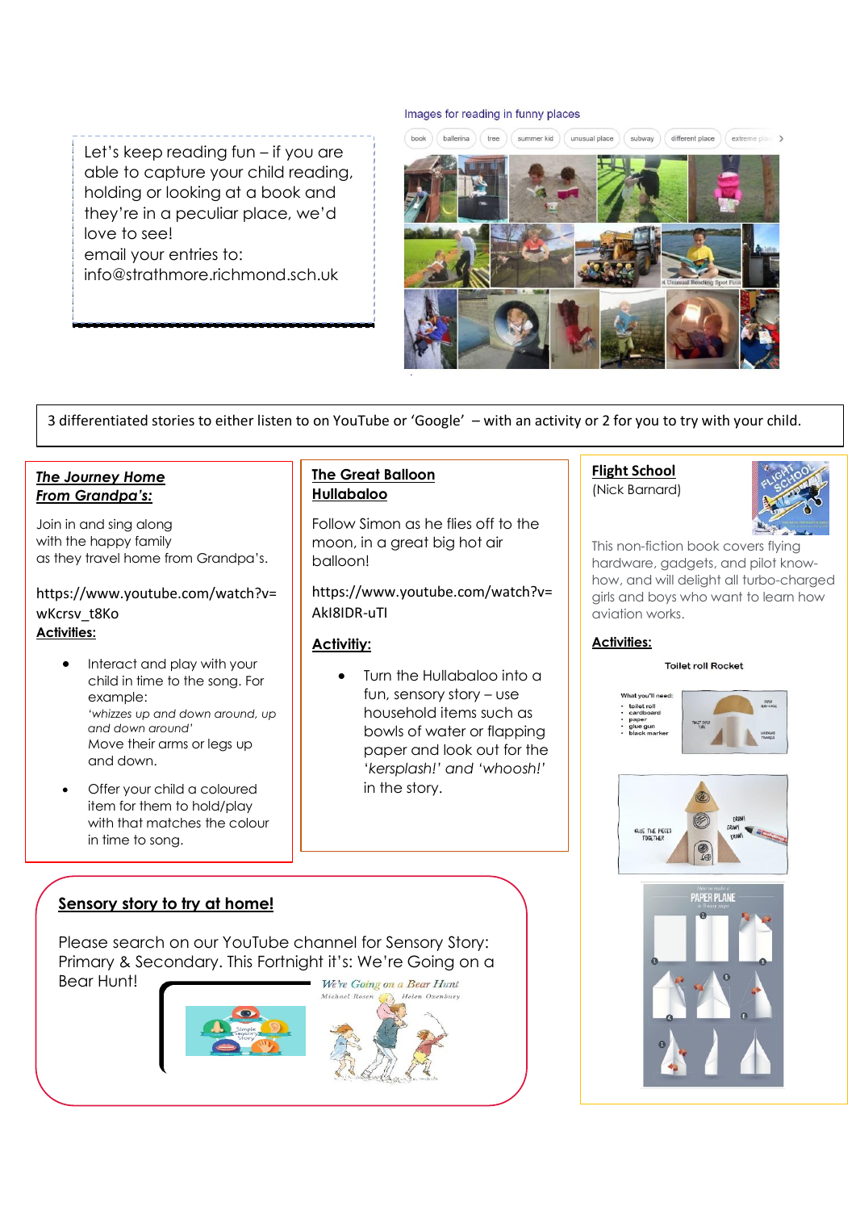Let's keep reading fun – if you are able to capture your child reading, holding or looking at a book and they're in a peculiar place, we'd love to see!
email your entries to:
info@strathmore.richmond.sch.uk

Images for reading in funny places

book | ballerina | tree | summer kid | unusual place | subway | different place | extreme place

3 differentiated stories to either listen to on YouTube or 'Google' – with an activity or 2 for you to try with your child.

## *The Journey Home From Grandpa's:*

Join in and sing along with the happy family as they travel home from Grandpa's.

https://www.youtube.com/watch?v=wKcrsv_t8Ko

**Activities:**

- Interact and play with your child in time to the song. For example:
  *'whizzes up and down around, up and down around'*
  Move their arms or legs up and down.
- Offer your child a coloured item for them to hold/play with that matches the colour in time to song.

## The Great Balloon Hullabaloo

Follow Simon as he flies off to the moon, in a great big hot air balloon!

https://www.youtube.com/watch?v=AkI8IDR-uTI

**Activitiy:**

- Turn the Hullabaloo into a fun, sensory story – use household items such as bowls of water or flapping paper and look out for the *'kersplash!' and 'whoosh!'* in the story.

## Flight School

(Nick Barnard)

This non-fiction book covers flying hardware, gadgets, and pilot know-how, and will delight all turbo-charged girls and boys who want to learn how aviation works.

**Activities:**

Toilet roll Rocket

What you'll need:
- toilet roll
- cardboard
- paper
- glue gun
- black marker

GLUE THE PIECES TOGETHER

DRAW! DRAW! DRAW!

How to make a PAPER PLANE in 8 easy steps

## Sensory story to try at home!

Please search on our YouTube channel for Sensory Story: Primary & Secondary. This Fortnight it's: We're Going on a Bear Hunt!

Simple Sensory Story

We're Going on a Bear Hunt
Michael Rosen Helen Oxenbury